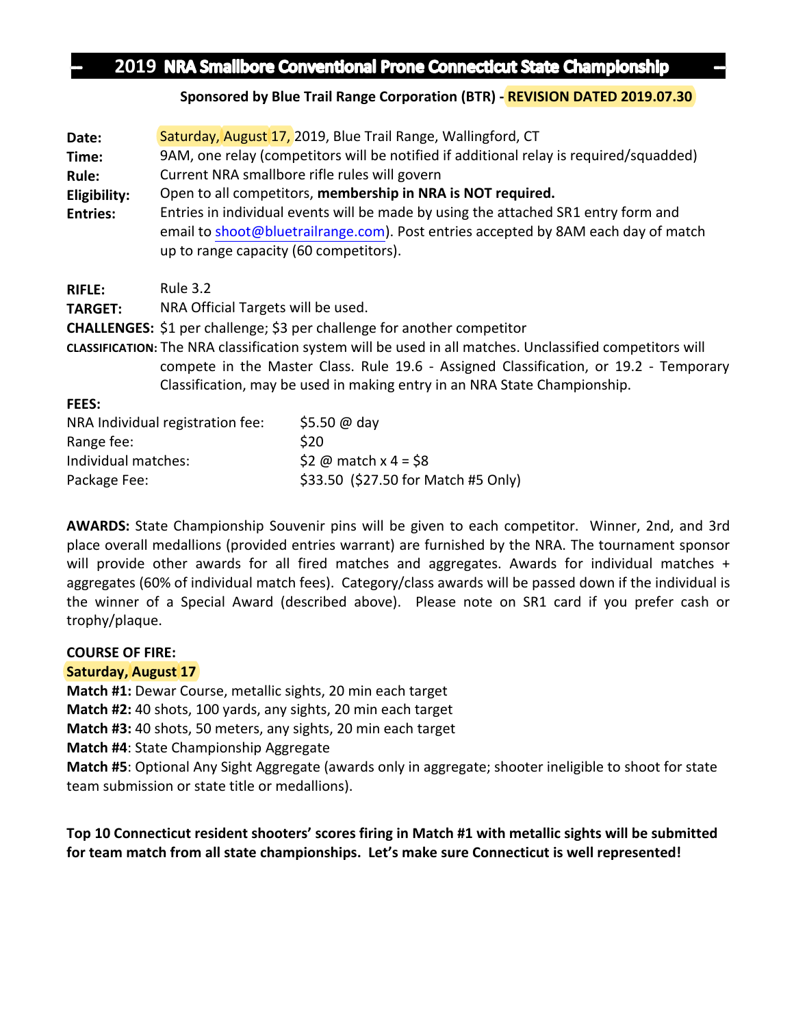# 2019 NRA Smallbore Conventional Prone Connecticut State Championship

**Sponsored by Blue Trail Range Corporation (BTR) - REVISION DATED 2019.07.30**

**Date:** Saturday, August 17, 2019, Blue Trail Range, Wallingford, CT
**Time:** 9AM, one relay (competitors will be notified if additional relay is required/squadded)
**Rule:** Current NRA smallbore rifle rules will govern
**Eligibility:** Open to all competitors, **membership in NRA is NOT required.**
**Entries:** Entries in individual events will be made by using the attached SR1 entry form and email to shoot@bluetrailrange.com). Post entries accepted by 8AM each day of match up to range capacity (60 competitors).

**RIFLE:** Rule 3.2
**TARGET:** NRA Official Targets will be used.
**CHALLENGES:** $1 per challenge; $3 per challenge for another competitor
**CLASSIFICATION:** The NRA classification system will be used in all matches. Unclassified competitors will compete in the Master Class. Rule 19.6 - Assigned Classification, or 19.2 - Temporary Classification, may be used in making entry in an NRA State Championship.

**FEES:**

| | |
|---|---|
| NRA Individual registration fee: | $5.50 @ day |
| Range fee: | $20 |
| Individual matches: | $2 @ match x 4 = $8 |
| Package Fee: | $33.50 ($27.50 for Match #5 Only) |

**AWARDS:** State Championship Souvenir pins will be given to each competitor. Winner, 2nd, and 3rd place overall medallions (provided entries warrant) are furnished by the NRA. The tournament sponsor will provide other awards for all fired matches and aggregates. Awards for individual matches + aggregates (60% of individual match fees). Category/class awards will be passed down if the individual is the winner of a Special Award (described above). Please note on SR1 card if you prefer cash or trophy/plaque.

**COURSE OF FIRE:**

**Saturday, August 17**

**Match #1:** Dewar Course, metallic sights, 20 min each target
**Match #2:** 40 shots, 100 yards, any sights, 20 min each target
**Match #3:** 40 shots, 50 meters, any sights, 20 min each target
**Match #4**: State Championship Aggregate
**Match #5**: Optional Any Sight Aggregate (awards only in aggregate; shooter ineligible to shoot for state team submission or state title or medallions).

**Top 10 Connecticut resident shooters' scores firing in Match #1 with metallic sights will be submitted for team match from all state championships. Let's make sure Connecticut is well represented!**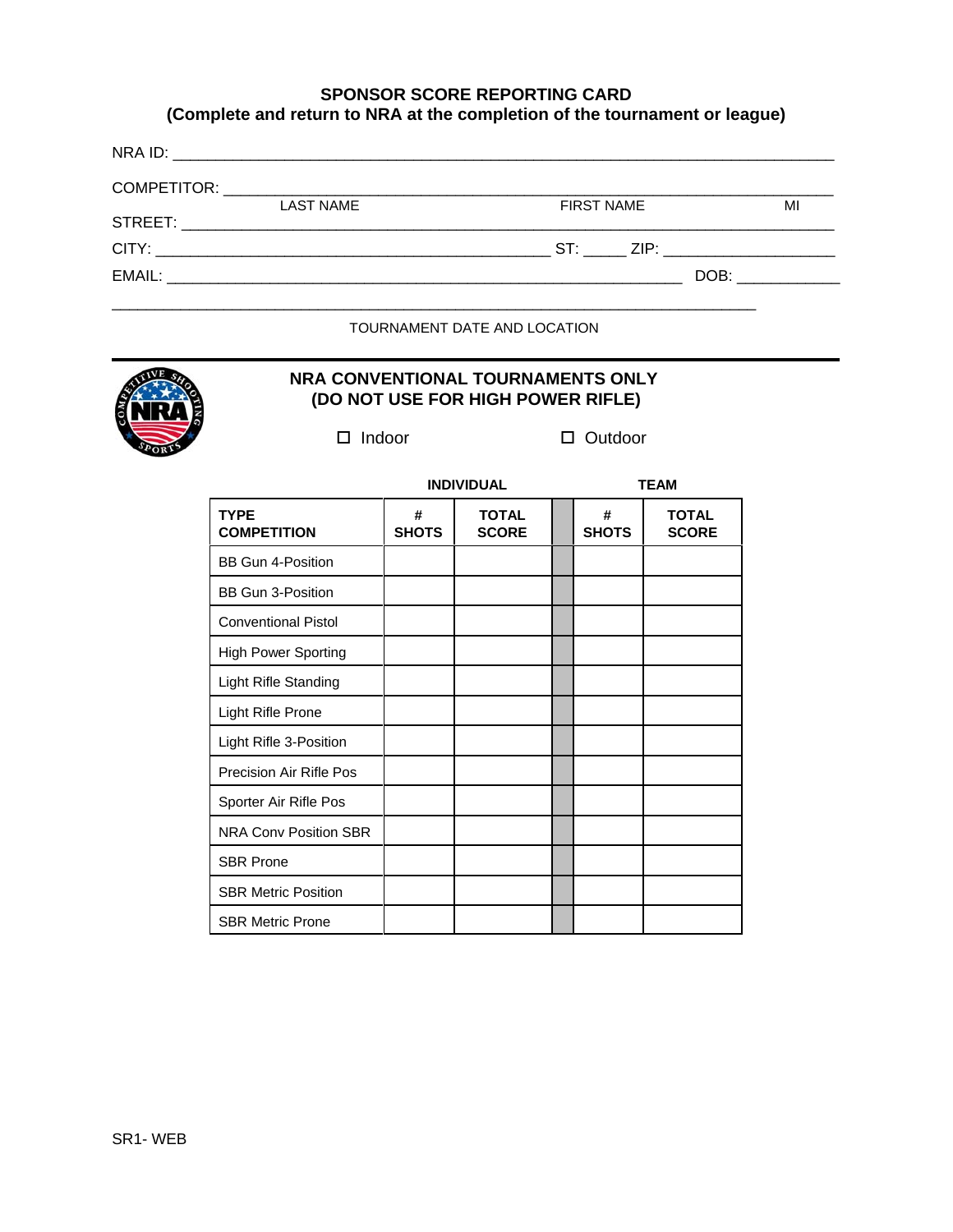**SPONSOR SCORE REPORTING CARD**
**(Complete and return to NRA at the completion of the tournament or league)**

NRA ID: ______________________________________________________________________________

COMPETITOR: ______________________________________________________________________
LAST NAME FIRST NAME MI

STREET: __________________________________________________________________________

CITY: ____________________________________________ ST: _____ ZIP: ___________________

EMAIL: _________________________________________________________ DOB: ___________

_________________________________________________________________________
TOURNAMENT DATE AND LOCATION

---

**NRA CONVENTIONAL TOURNAMENTS ONLY**
**(DO NOT USE FOR HIGH POWER RIFLE)**

☐ Indoor ☐ Outdoor

| | INDIVIDUAL | | | TEAM | |
|---|---|---|---|---|---|
| **TYPE COMPETITION** | **# SHOTS** | **TOTAL SCORE** | | **# SHOTS** | **TOTAL SCORE** |
| BB Gun 4-Position | | | | | |
| BB Gun 3-Position | | | | | |
| Conventional Pistol | | | | | |
| High Power Sporting | | | | | |
| Light Rifle Standing | | | | | |
| Light Rifle Prone | | | | | |
| Light Rifle 3-Position | | | | | |
| Precision Air Rifle Pos | | | | | |
| Sporter Air Rifle Pos | | | | | |
| NRA Conv Position SBR | | | | | |
| SBR Prone | | | | | |
| SBR Metric Position | | | | | |
| SBR Metric Prone | | | | | |

SR1- WEB